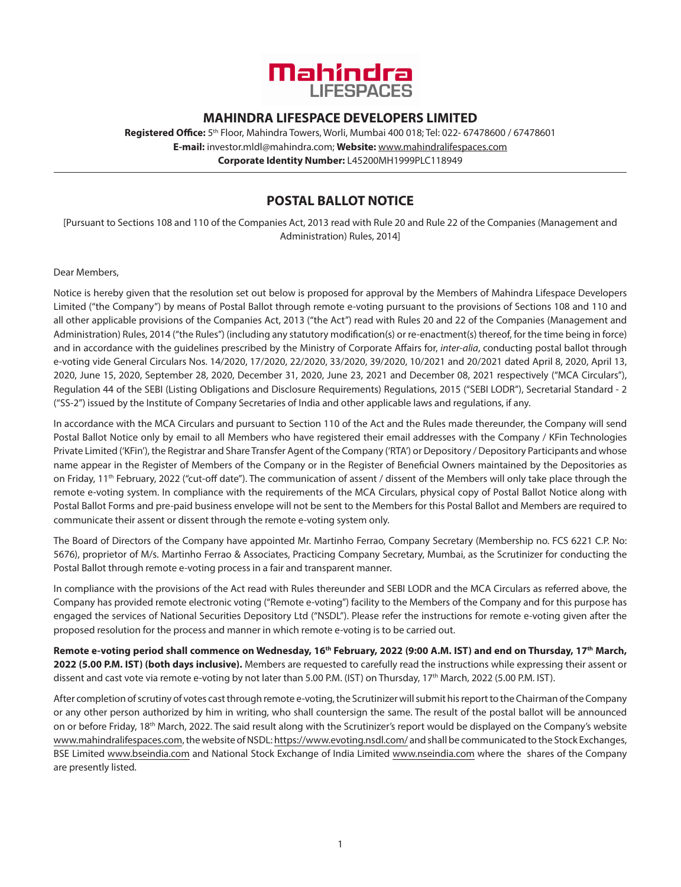# MAHINDRA LIFESPACE DEVELOPERS LIMITED

**Registered Office:** 5th Floor, Mahindra Towers, Worli, Mumbai 400 018; Tel: 022- 67478600 / 67478601
**E-mail:** investor.mldl@mahindra.com; **Website:** www.mahindralifespaces.com
**Corporate Identity Number:** L45200MH1999PLC118949

## POSTAL BALLOT NOTICE

[Pursuant to Sections 108 and 110 of the Companies Act, 2013 read with Rule 20 and Rule 22 of the Companies (Management and Administration) Rules, 2014]

Dear Members,

Notice is hereby given that the resolution set out below is proposed for approval by the Members of Mahindra Lifespace Developers Limited ("the Company") by means of Postal Ballot through remote e-voting pursuant to the provisions of Sections 108 and 110 and all other applicable provisions of the Companies Act, 2013 ("the Act") read with Rules 20 and 22 of the Companies (Management and Administration) Rules, 2014 ("the Rules") (including any statutory modification(s) or re-enactment(s) thereof, for the time being in force) and in accordance with the guidelines prescribed by the Ministry of Corporate Affairs for, *inter-alia*, conducting postal ballot through e-voting vide General Circulars Nos. 14/2020, 17/2020, 22/2020, 33/2020, 39/2020, 10/2021 and 20/2021 dated April 8, 2020, April 13, 2020, June 15, 2020, September 28, 2020, December 31, 2020, June 23, 2021 and December 08, 2021 respectively ("MCA Circulars"), Regulation 44 of the SEBI (Listing Obligations and Disclosure Requirements) Regulations, 2015 ("SEBI LODR"), Secretarial Standard - 2 ("SS-2") issued by the Institute of Company Secretaries of India and other applicable laws and regulations, if any.

In accordance with the MCA Circulars and pursuant to Section 110 of the Act and the Rules made thereunder, the Company will send Postal Ballot Notice only by email to all Members who have registered their email addresses with the Company / KFin Technologies Private Limited ('KFin'), the Registrar and Share Transfer Agent of the Company ('RTA') or Depository / Depository Participants and whose name appear in the Register of Members of the Company or in the Register of Beneficial Owners maintained by the Depositories as on Friday, 11th February, 2022 ("cut-off date"). The communication of assent / dissent of the Members will only take place through the remote e-voting system. In compliance with the requirements of the MCA Circulars, physical copy of Postal Ballot Notice along with Postal Ballot Forms and pre-paid business envelope will not be sent to the Members for this Postal Ballot and Members are required to communicate their assent or dissent through the remote e-voting system only.

The Board of Directors of the Company have appointed Mr. Martinho Ferrao, Company Secretary (Membership no. FCS 6221 C.P. No: 5676), proprietor of M/s. Martinho Ferrao & Associates, Practicing Company Secretary, Mumbai, as the Scrutinizer for conducting the Postal Ballot through remote e-voting process in a fair and transparent manner.

In compliance with the provisions of the Act read with Rules thereunder and SEBI LODR and the MCA Circulars as referred above, the Company has provided remote electronic voting ("Remote e-voting") facility to the Members of the Company and for this purpose has engaged the services of National Securities Depository Ltd ("NSDL"). Please refer the instructions for remote e-voting given after the proposed resolution for the process and manner in which remote e-voting is to be carried out.

**Remote e-voting period shall commence on Wednesday, 16th February, 2022 (9:00 A.M. IST) and end on Thursday, 17th March, 2022 (5.00 P.M. IST) (both days inclusive).** Members are requested to carefully read the instructions while expressing their assent or dissent and cast vote via remote e-voting by not later than 5.00 P.M. (IST) on Thursday, 17th March, 2022 (5.00 P.M. IST).

After completion of scrutiny of votes cast through remote e-voting, the Scrutinizer will submit his report to the Chairman of the Company or any other person authorized by him in writing, who shall countersign the same. The result of the postal ballot will be announced on or before Friday, 18th March, 2022. The said result along with the Scrutinizer's report would be displayed on the Company's website www.mahindralifespaces.com, the website of NSDL: https://www.evoting.nsdl.com/ and shall be communicated to the Stock Exchanges, BSE Limited www.bseindia.com and National Stock Exchange of India Limited www.nseindia.com where the shares of the Company are presently listed.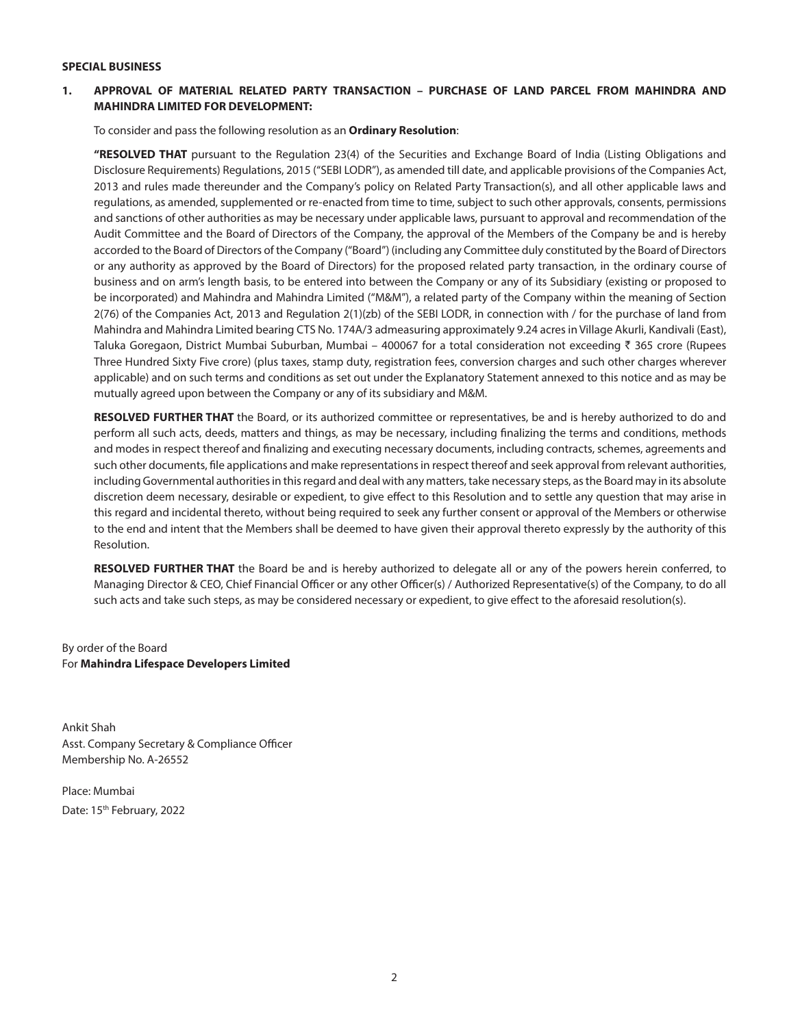**SPECIAL BUSINESS**

**1. APPROVAL OF MATERIAL RELATED PARTY TRANSACTION – PURCHASE OF LAND PARCEL FROM MAHINDRA AND MAHINDRA LIMITED FOR DEVELOPMENT:**

To consider and pass the following resolution as an **Ordinary Resolution**:

**"RESOLVED THAT** pursuant to the Regulation 23(4) of the Securities and Exchange Board of India (Listing Obligations and Disclosure Requirements) Regulations, 2015 ("SEBI LODR"), as amended till date, and applicable provisions of the Companies Act, 2013 and rules made thereunder and the Company's policy on Related Party Transaction(s), and all other applicable laws and regulations, as amended, supplemented or re-enacted from time to time, subject to such other approvals, consents, permissions and sanctions of other authorities as may be necessary under applicable laws, pursuant to approval and recommendation of the Audit Committee and the Board of Directors of the Company, the approval of the Members of the Company be and is hereby accorded to the Board of Directors of the Company ("Board") (including any Committee duly constituted by the Board of Directors or any authority as approved by the Board of Directors) for the proposed related party transaction, in the ordinary course of business and on arm's length basis, to be entered into between the Company or any of its Subsidiary (existing or proposed to be incorporated) and Mahindra and Mahindra Limited ("M&M"), a related party of the Company within the meaning of Section 2(76) of the Companies Act, 2013 and Regulation 2(1)(zb) of the SEBI LODR, in connection with / for the purchase of land from Mahindra and Mahindra Limited bearing CTS No. 174A/3 admeasuring approximately 9.24 acres in Village Akurli, Kandivali (East), Taluka Goregaon, District Mumbai Suburban, Mumbai – 400067 for a total consideration not exceeding ₹ 365 crore (Rupees Three Hundred Sixty Five crore) (plus taxes, stamp duty, registration fees, conversion charges and such other charges wherever applicable) and on such terms and conditions as set out under the Explanatory Statement annexed to this notice and as may be mutually agreed upon between the Company or any of its subsidiary and M&M.

**RESOLVED FURTHER THAT** the Board, or its authorized committee or representatives, be and is hereby authorized to do and perform all such acts, deeds, matters and things, as may be necessary, including finalizing the terms and conditions, methods and modes in respect thereof and finalizing and executing necessary documents, including contracts, schemes, agreements and such other documents, file applications and make representations in respect thereof and seek approval from relevant authorities, including Governmental authorities in this regard and deal with any matters, take necessary steps, as the Board may in its absolute discretion deem necessary, desirable or expedient, to give effect to this Resolution and to settle any question that may arise in this regard and incidental thereto, without being required to seek any further consent or approval of the Members or otherwise to the end and intent that the Members shall be deemed to have given their approval thereto expressly by the authority of this Resolution.

**RESOLVED FURTHER THAT** the Board be and is hereby authorized to delegate all or any of the powers herein conferred, to Managing Director & CEO, Chief Financial Officer or any other Officer(s) / Authorized Representative(s) of the Company, to do all such acts and take such steps, as may be considered necessary or expedient, to give effect to the aforesaid resolution(s).

By order of the Board
For **Mahindra Lifespace Developers Limited**

Ankit Shah
Asst. Company Secretary & Compliance Officer
Membership No. A-26552

Place: Mumbai
Date: 15th February, 2022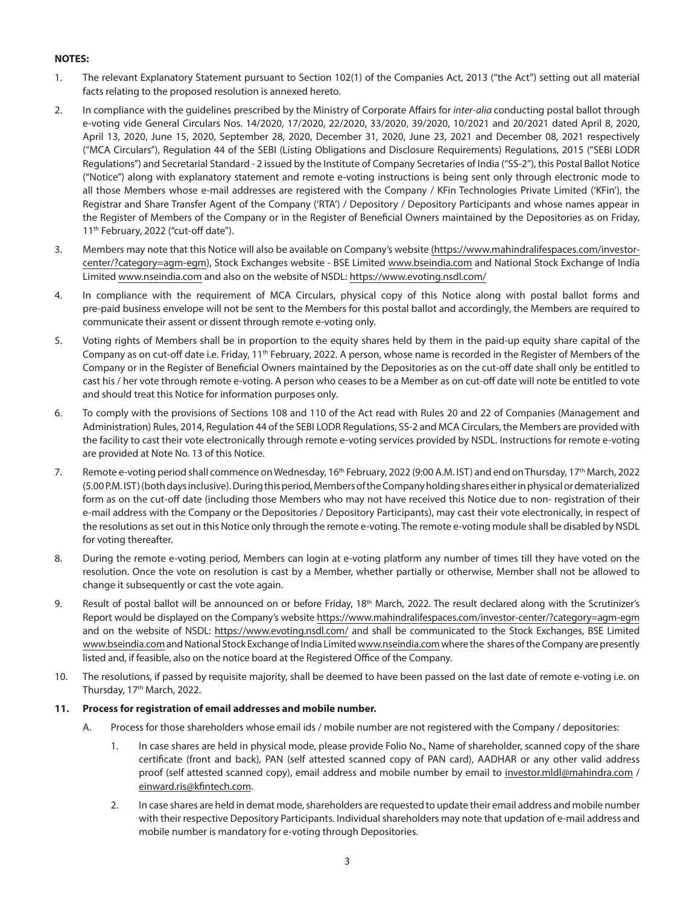**NOTES:**

1. The relevant Explanatory Statement pursuant to Section 102(1) of the Companies Act, 2013 ("the Act") setting out all material facts relating to the proposed resolution is annexed hereto.

2. In compliance with the guidelines prescribed by the Ministry of Corporate Affairs for *inter-alia* conducting postal ballot through e-voting vide General Circulars Nos. 14/2020, 17/2020, 22/2020, 33/2020, 39/2020, 10/2021 and 20/2021 dated April 8, 2020, April 13, 2020, June 15, 2020, September 28, 2020, December 31, 2020, June 23, 2021 and December 08, 2021 respectively ("MCA Circulars"), Regulation 44 of the SEBI (Listing Obligations and Disclosure Requirements) Regulations, 2015 ("SEBI LODR Regulations") and Secretarial Standard - 2 issued by the Institute of Company Secretaries of India ("SS-2"), this Postal Ballot Notice ("Notice") along with explanatory statement and remote e-voting instructions is being sent only through electronic mode to all those Members whose e-mail addresses are registered with the Company / KFin Technologies Private Limited ('KFin'), the Registrar and Share Transfer Agent of the Company ('RTA') / Depository / Depository Participants and whose names appear in the Register of Members of the Company or in the Register of Beneficial Owners maintained by the Depositories as on Friday, 11th February, 2022 ("cut-off date").

3. Members may note that this Notice will also be available on Company's website (https://www.mahindralifespaces.com/investor-center/?category=agm-egm), Stock Exchanges website - BSE Limited www.bseindia.com and National Stock Exchange of India Limited www.nseindia.com and also on the website of NSDL: https://www.evoting.nsdl.com/

4. In compliance with the requirement of MCA Circulars, physical copy of this Notice along with postal ballot forms and pre-paid business envelope will not be sent to the Members for this postal ballot and accordingly, the Members are required to communicate their assent or dissent through remote e-voting only.

5. Voting rights of Members shall be in proportion to the equity shares held by them in the paid-up equity share capital of the Company as on cut-off date i.e. Friday, 11th February, 2022. A person, whose name is recorded in the Register of Members of the Company or in the Register of Beneficial Owners maintained by the Depositories as on the cut-off date shall only be entitled to cast his / her vote through remote e-voting. A person who ceases to be a Member as on cut-off date will note be entitled to vote and should treat this Notice for information purposes only.

6. To comply with the provisions of Sections 108 and 110 of the Act read with Rules 20 and 22 of Companies (Management and Administration) Rules, 2014, Regulation 44 of the SEBI LODR Regulations, SS-2 and MCA Circulars, the Members are provided with the facility to cast their vote electronically through remote e-voting services provided by NSDL. Instructions for remote e-voting are provided at Note No. 13 of this Notice.

7. Remote e-voting period shall commence on Wednesday, 16th February, 2022 (9:00 A.M. IST) and end on Thursday, 17th March, 2022 (5.00 P.M. IST) (both days inclusive). During this period, Members of the Company holding shares either in physical or dematerialized form as on the cut-off date (including those Members who may not have received this Notice due to non- registration of their e-mail address with the Company or the Depositories / Depository Participants), may cast their vote electronically, in respect of the resolutions as set out in this Notice only through the remote e-voting. The remote e-voting module shall be disabled by NSDL for voting thereafter.

8. During the remote e-voting period, Members can login at e-voting platform any number of times till they have voted on the resolution. Once the vote on resolution is cast by a Member, whether partially or otherwise, Member shall not be allowed to change it subsequently or cast the vote again.

9. Result of postal ballot will be announced on or before Friday, 18th March, 2022. The result declared along with the Scrutinizer's Report would be displayed on the Company's website https://www.mahindralifespaces.com/investor-center/?category=agm-egm and on the website of NSDL: https://www.evoting.nsdl.com/ and shall be communicated to the Stock Exchanges, BSE Limited www.bseindia.com and National Stock Exchange of India Limited www.nseindia.com where the shares of the Company are presently listed and, if feasible, also on the notice board at the Registered Office of the Company.

10. The resolutions, if passed by requisite majority, shall be deemed to have been passed on the last date of remote e-voting i.e. on Thursday, 17th March, 2022.

11. **Process for registration of email addresses and mobile number.**

    A. Process for those shareholders whose email ids / mobile number are not registered with the Company / depositories:

       1. In case shares are held in physical mode, please provide Folio No., Name of shareholder, scanned copy of the share certificate (front and back), PAN (self attested scanned copy of PAN card), AADHAR or any other valid address proof (self attested scanned copy), email address and mobile number by email to investor.mldl@mahindra.com / einward.ris@kfintech.com.

       2. In case shares are held in demat mode, shareholders are requested to update their email address and mobile number with their respective Depository Participants. Individual shareholders may note that updation of e-mail address and mobile number is mandatory for e-voting through Depositories.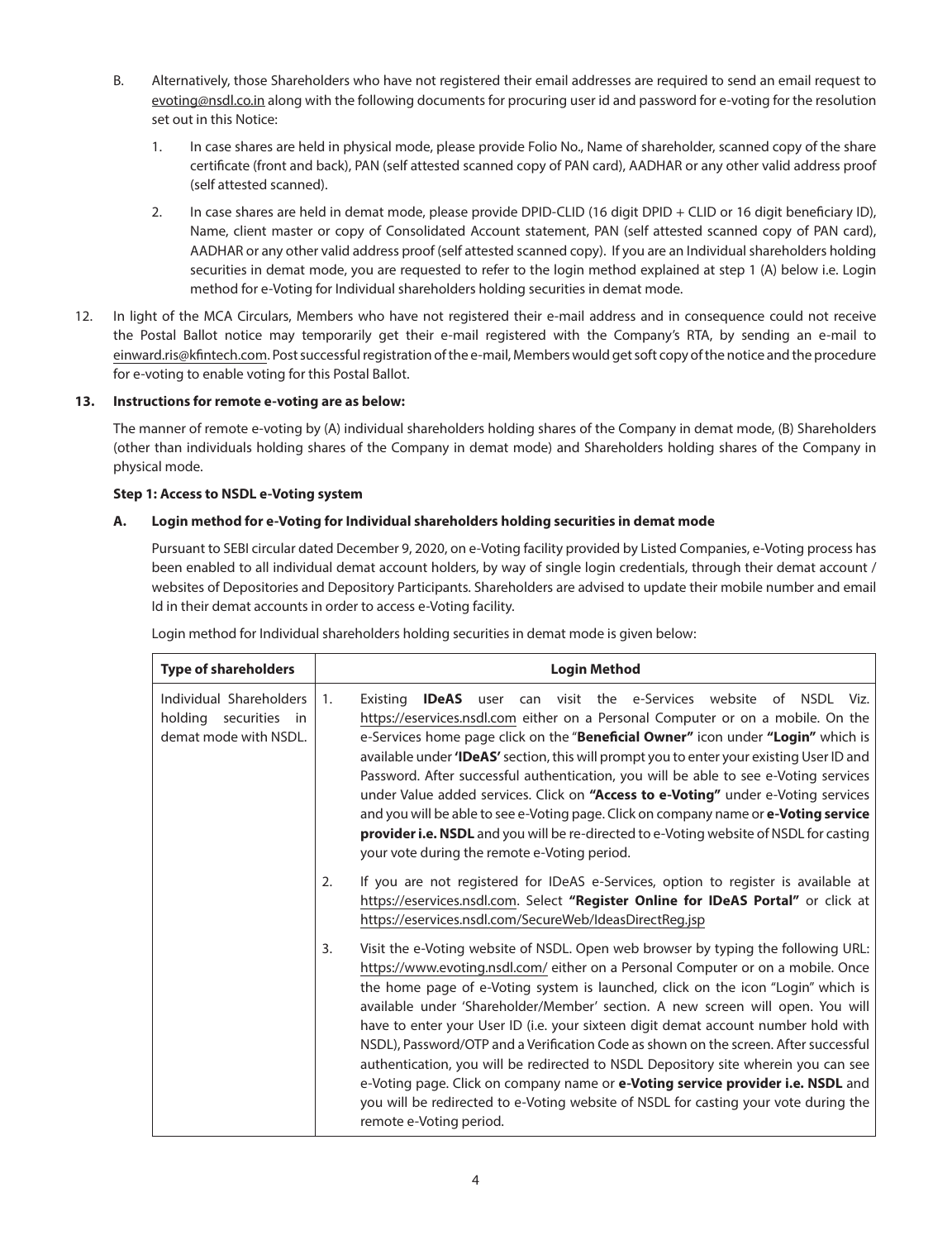B. Alternatively, those Shareholders who have not registered their email addresses are required to send an email request to evoting@nsdl.co.in along with the following documents for procuring user id and password for e-voting for the resolution set out in this Notice:

   1. In case shares are held in physical mode, please provide Folio No., Name of shareholder, scanned copy of the share certificate (front and back), PAN (self attested scanned copy of PAN card), AADHAR or any other valid address proof (self attested scanned).

   2. In case shares are held in demat mode, please provide DPID-CLID (16 digit DPID + CLID or 16 digit beneficiary ID), Name, client master or copy of Consolidated Account statement, PAN (self attested scanned copy of PAN card), AADHAR or any other valid address proof (self attested scanned copy). If you are an Individual shareholders holding securities in demat mode, you are requested to refer to the login method explained at step 1 (A) below i.e. Login method for e-Voting for Individual shareholders holding securities in demat mode.

12. In light of the MCA Circulars, Members who have not registered their e-mail address and in consequence could not receive the Postal Ballot notice may temporarily get their e-mail registered with the Company's RTA, by sending an e-mail to einward.ris@kfintech.com. Post successful registration of the e-mail, Members would get soft copy of the notice and the procedure for e-voting to enable voting for this Postal Ballot.

**13. Instructions for remote e-voting are as below:**

The manner of remote e-voting by (A) individual shareholders holding shares of the Company in demat mode, (B) Shareholders (other than individuals holding shares of the Company in demat mode) and Shareholders holding shares of the Company in physical mode.

**Step 1: Access to NSDL e-Voting system**

**A. Login method for e-Voting for Individual shareholders holding securities in demat mode**

Pursuant to SEBI circular dated December 9, 2020, on e-Voting facility provided by Listed Companies, e-Voting process has been enabled to all individual demat account holders, by way of single login credentials, through their demat account / websites of Depositories and Depository Participants. Shareholders are advised to update their mobile number and email Id in their demat accounts in order to access e-Voting facility.

Login method for Individual shareholders holding securities in demat mode is given below:

| Type of shareholders | Login Method |
|---|---|
| Individual Shareholders holding securities in demat mode with NSDL. | 1. Existing **IDeAS** user can visit the e-Services website of NSDL Viz. https://eservices.nsdl.com either on a Personal Computer or on a mobile. On the e-Services home page click on the "**Beneficial Owner"** icon under **"Login"** which is available under **'IDeAS'** section, this will prompt you to enter your existing User ID and Password. After successful authentication, you will be able to see e-Voting services under Value added services. Click on **"Access to e-Voting"** under e-Voting services and you will be able to see e-Voting page. Click on company name or **e-Voting service provider i.e. NSDL** and you will be re-directed to e-Voting website of NSDL for casting your vote during the remote e-Voting period. |
| | 2. If you are not registered for IDeAS e-Services, option to register is available at https://eservices.nsdl.com. Select **"Register Online for IDeAS Portal"** or click at https://eservices.nsdl.com/SecureWeb/IdeasDirectReg.jsp |
| | 3. Visit the e-Voting website of NSDL. Open web browser by typing the following URL: https://www.evoting.nsdl.com/ either on a Personal Computer or on a mobile. Once the home page of e-Voting system is launched, click on the icon "Login" which is available under 'Shareholder/Member' section. A new screen will open. You will have to enter your User ID (i.e. your sixteen digit demat account number hold with NSDL), Password/OTP and a Verification Code as shown on the screen. After successful authentication, you will be redirected to NSDL Depository site wherein you can see e-Voting page. Click on company name or **e-Voting service provider i.e. NSDL** and you will be redirected to e-Voting website of NSDL for casting your vote during the remote e-Voting period. |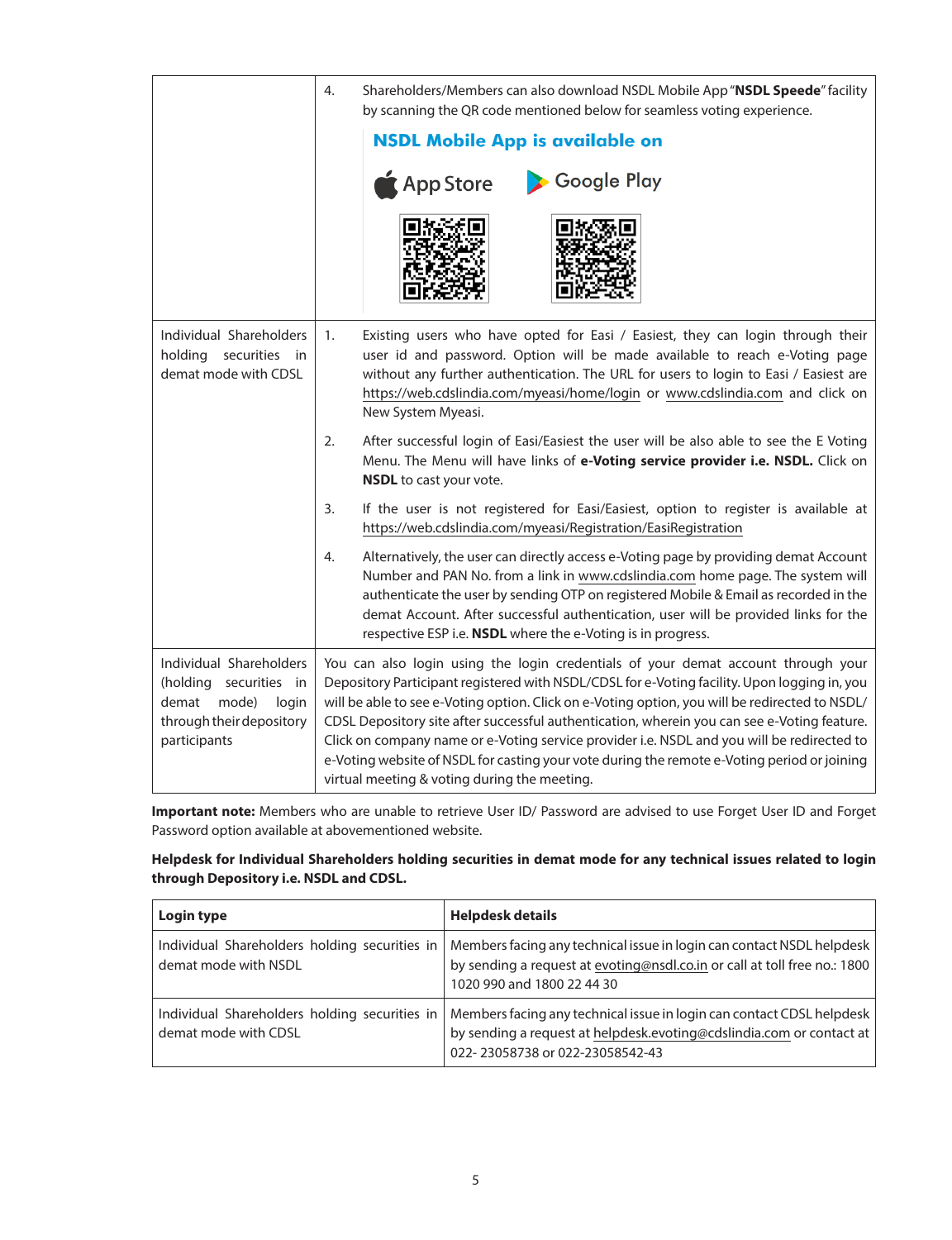| | |
|---|---|
| | 4. Shareholders/Members can also download NSDL Mobile App "**NSDL Speede**" facility by scanning the QR code mentioned below for seamless voting experience.<br>**NSDL Mobile App is available on**<br>App Store    Google Play |
| Individual Shareholders holding securities in demat mode with CDSL | 1. Existing users who have opted for Easi / Easiest, they can login through their user id and password. Option will be made available to reach e-Voting page without any further authentication. The URL for users to login to Easi / Easiest are https://web.cdslindia.com/myeasi/home/login or www.cdslindia.com and click on New System Myeasi.<br>2. After successful login of Easi/Easiest the user will be also able to see the E Voting Menu. The Menu will have links of **e-Voting service provider i.e. NSDL.** Click on **NSDL** to cast your vote.<br>3. If the user is not registered for Easi/Easiest, option to register is available at https://web.cdslindia.com/myeasi/Registration/EasiRegistration<br>4. Alternatively, the user can directly access e-Voting page by providing demat Account Number and PAN No. from a link in www.cdslindia.com home page. The system will authenticate the user by sending OTP on registered Mobile & Email as recorded in the demat Account. After successful authentication, user will be provided links for the respective ESP i.e. **NSDL** where the e-Voting is in progress. |
| Individual Shareholders (holding securities in demat mode) login through their depository participants | You can also login using the login credentials of your demat account through your Depository Participant registered with NSDL/CDSL for e-Voting facility. Upon logging in, you will be able to see e-Voting option. Click on e-Voting option, you will be redirected to NSDL/CDSL Depository site after successful authentication, wherein you can see e-Voting feature. Click on company name or e-Voting service provider i.e. NSDL and you will be redirected to e-Voting website of NSDL for casting your vote during the remote e-Voting period or joining virtual meeting & voting during the meeting. |

**Important note:** Members who are unable to retrieve User ID/ Password are advised to use Forget User ID and Forget Password option available at abovementioned website.

**Helpdesk for Individual Shareholders holding securities in demat mode for any technical issues related to login through Depository i.e. NSDL and CDSL.**

| Login type | Helpdesk details |
|---|---|
| Individual Shareholders holding securities in demat mode with NSDL | Members facing any technical issue in login can contact NSDL helpdesk by sending a request at evoting@nsdl.co.in or call at toll free no.: 1800 1020 990 and 1800 22 44 30 |
| Individual Shareholders holding securities in demat mode with CDSL | Members facing any technical issue in login can contact CDSL helpdesk by sending a request at helpdesk.evoting@cdslindia.com or contact at 022- 23058738 or 022-23058542-43 |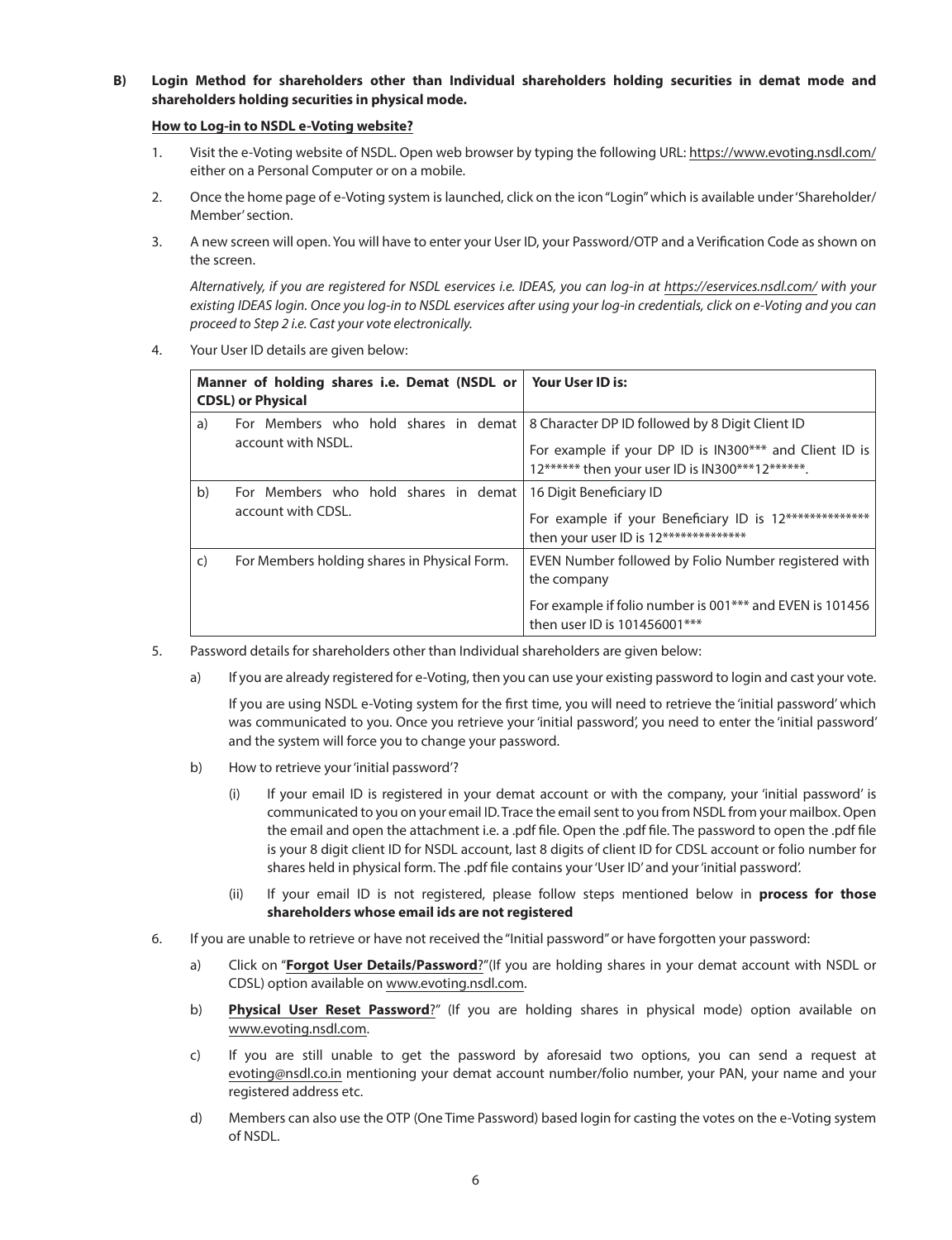**B) Login Method for shareholders other than Individual shareholders holding securities in demat mode and shareholders holding securities in physical mode.**

**How to Log-in to NSDL e-Voting website?**

1. Visit the e-Voting website of NSDL. Open web browser by typing the following URL: https://www.evoting.nsdl.com/ either on a Personal Computer or on a mobile.

2. Once the home page of e-Voting system is launched, click on the icon "Login" which is available under 'Shareholder/Member' section.

3. A new screen will open. You will have to enter your User ID, your Password/OTP and a Verification Code as shown on the screen.

   *Alternatively, if you are registered for NSDL eservices i.e. IDEAS, you can log-in at https://eservices.nsdl.com/ with your existing IDEAS login. Once you log-in to NSDL eservices after using your log-in credentials, click on e-Voting and you can proceed to Step 2 i.e. Cast your vote electronically.*

4. Your User ID details are given below:

| | **Manner of holding shares i.e. Demat (NSDL or CDSL) or Physical** | **Your User ID is:** |
|---|---|---|
| a) | For Members who hold shares in demat account with NSDL. | 8 Character DP ID followed by 8 Digit Client ID<br><br>For example if your DP ID is IN300*** and Client ID is 12****** then your user ID is IN300***12******. |
| b) | For Members who hold shares in demat account with CDSL. | 16 Digit Beneficiary ID<br><br>For example if your Beneficiary ID is 12************** then your user ID is 12************** |
| c) | For Members holding shares in Physical Form. | EVEN Number followed by Folio Number registered with the company<br><br>For example if folio number is 001*** and EVEN is 101456 then user ID is 101456001*** |

5. Password details for shareholders other than Individual shareholders are given below:

   a) If you are already registered for e-Voting, then you can use your existing password to login and cast your vote.

      If you are using NSDL e-Voting system for the first time, you will need to retrieve the 'initial password' which was communicated to you. Once you retrieve your 'initial password', you need to enter the 'initial password' and the system will force you to change your password.

   b) How to retrieve your 'initial password'?

      (i) If your email ID is registered in your demat account or with the company, your 'initial password' is communicated to you on your email ID. Trace the email sent to you from NSDL from your mailbox. Open the email and open the attachment i.e. a .pdf file. Open the .pdf file. The password to open the .pdf file is your 8 digit client ID for NSDL account, last 8 digits of client ID for CDSL account or folio number for shares held in physical form. The .pdf file contains your 'User ID' and your 'initial password'.

      (ii) If your email ID is not registered, please follow steps mentioned below in **process for those shareholders whose email ids are not registered**

6. If you are unable to retrieve or have not received the "Initial password" or have forgotten your password:

   a) Click on "**Forgot User Details/Password**?"(If you are holding shares in your demat account with NSDL or CDSL) option available on www.evoting.nsdl.com.

   b) **Physical User Reset Password**?" (If you are holding shares in physical mode) option available on www.evoting.nsdl.com.

   c) If you are still unable to get the password by aforesaid two options, you can send a request at evoting@nsdl.co.in mentioning your demat account number/folio number, your PAN, your name and your registered address etc.

   d) Members can also use the OTP (One Time Password) based login for casting the votes on the e-Voting system of NSDL.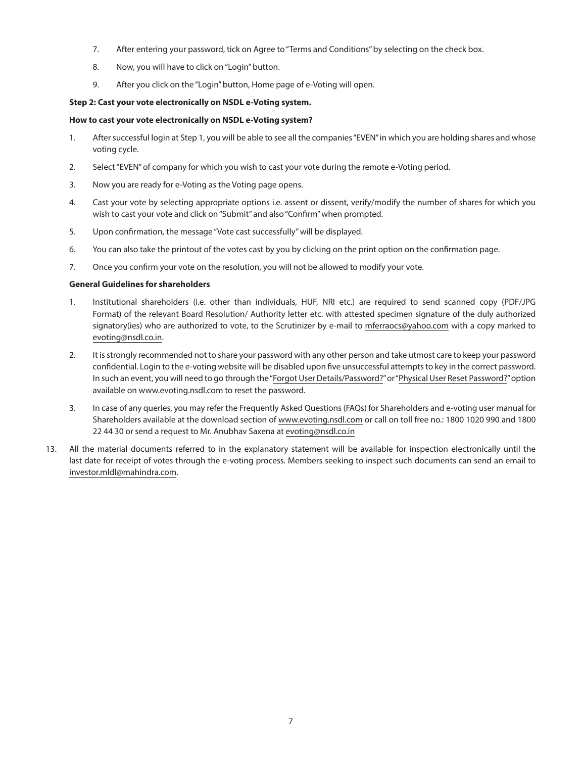7. After entering your password, tick on Agree to "Terms and Conditions" by selecting on the check box.

8. Now, you will have to click on "Login" button.

9. After you click on the "Login" button, Home page of e-Voting will open.

**Step 2: Cast your vote electronically on NSDL e-Voting system.**

**How to cast your vote electronically on NSDL e-Voting system?**

1. After successful login at Step 1, you will be able to see all the companies "EVEN" in which you are holding shares and whose voting cycle.

2. Select "EVEN" of company for which you wish to cast your vote during the remote e-Voting period.

3. Now you are ready for e-Voting as the Voting page opens.

4. Cast your vote by selecting appropriate options i.e. assent or dissent, verify/modify the number of shares for which you wish to cast your vote and click on "Submit" and also "Confirm" when prompted.

5. Upon confirmation, the message "Vote cast successfully" will be displayed.

6. You can also take the printout of the votes cast by you by clicking on the print option on the confirmation page.

7. Once you confirm your vote on the resolution, you will not be allowed to modify your vote.

**General Guidelines for shareholders**

1. Institutional shareholders (i.e. other than individuals, HUF, NRI etc.) are required to send scanned copy (PDF/JPG Format) of the relevant Board Resolution/ Authority letter etc. with attested specimen signature of the duly authorized signatory(ies) who are authorized to vote, to the Scrutinizer by e-mail to mferraocs@yahoo.com with a copy marked to evoting@nsdl.co.in.

2. It is strongly recommended not to share your password with any other person and take utmost care to keep your password confidential. Login to the e-voting website will be disabled upon five unsuccessful attempts to key in the correct password. In such an event, you will need to go through the "Forgot User Details/Password?" or "Physical User Reset Password?" option available on www.evoting.nsdl.com to reset the password.

3. In case of any queries, you may refer the Frequently Asked Questions (FAQs) for Shareholders and e-voting user manual for Shareholders available at the download section of www.evoting.nsdl.com or call on toll free no.: 1800 1020 990 and 1800 22 44 30 or send a request to Mr. Anubhav Saxena at evoting@nsdl.co.in

13. All the material documents referred to in the explanatory statement will be available for inspection electronically until the last date for receipt of votes through the e-voting process. Members seeking to inspect such documents can send an email to investor.mldl@mahindra.com.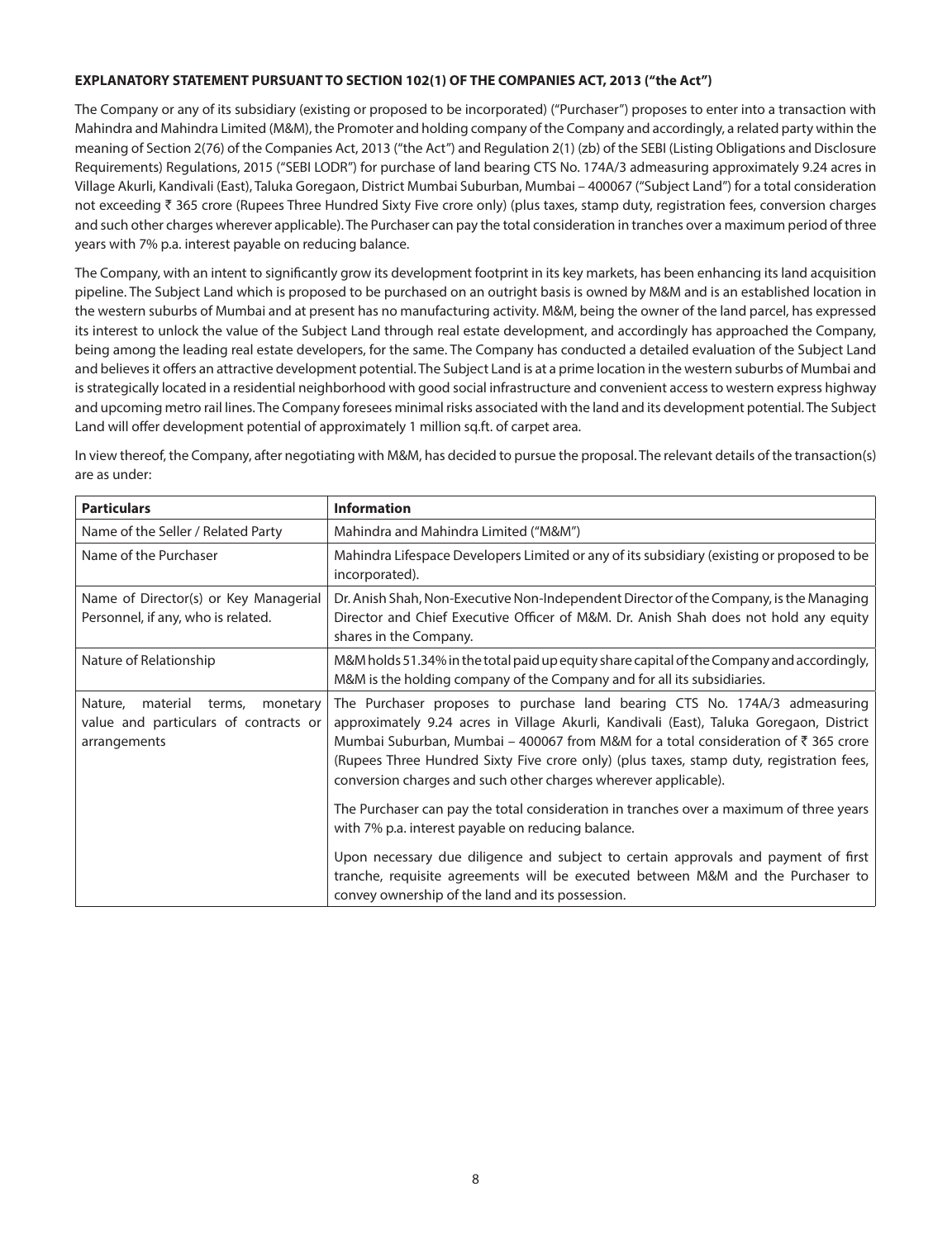**EXPLANATORY STATEMENT PURSUANT TO SECTION 102(1) OF THE COMPANIES ACT, 2013 ("the Act")**

The Company or any of its subsidiary (existing or proposed to be incorporated) ("Purchaser") proposes to enter into a transaction with Mahindra and Mahindra Limited (M&M), the Promoter and holding company of the Company and accordingly, a related party within the meaning of Section 2(76) of the Companies Act, 2013 ("the Act") and Regulation 2(1) (zb) of the SEBI (Listing Obligations and Disclosure Requirements) Regulations, 2015 ("SEBI LODR") for purchase of land bearing CTS No. 174A/3 admeasuring approximately 9.24 acres in Village Akurli, Kandivali (East), Taluka Goregaon, District Mumbai Suburban, Mumbai – 400067 ("Subject Land") for a total consideration not exceeding ₹ 365 crore (Rupees Three Hundred Sixty Five crore only) (plus taxes, stamp duty, registration fees, conversion charges and such other charges wherever applicable). The Purchaser can pay the total consideration in tranches over a maximum period of three years with 7% p.a. interest payable on reducing balance.

The Company, with an intent to significantly grow its development footprint in its key markets, has been enhancing its land acquisition pipeline. The Subject Land which is proposed to be purchased on an outright basis is owned by M&M and is an established location in the western suburbs of Mumbai and at present has no manufacturing activity. M&M, being the owner of the land parcel, has expressed its interest to unlock the value of the Subject Land through real estate development, and accordingly has approached the Company, being among the leading real estate developers, for the same. The Company has conducted a detailed evaluation of the Subject Land and believes it offers an attractive development potential. The Subject Land is at a prime location in the western suburbs of Mumbai and is strategically located in a residential neighborhood with good social infrastructure and convenient access to western express highway and upcoming metro rail lines. The Company foresees minimal risks associated with the land and its development potential. The Subject Land will offer development potential of approximately 1 million sq.ft. of carpet area.

In view thereof, the Company, after negotiating with M&M, has decided to pursue the proposal. The relevant details of the transaction(s) are as under:

| **Particulars** | **Information** |
|---|---|
| Name of the Seller / Related Party | Mahindra and Mahindra Limited ("M&M") |
| Name of the Purchaser | Mahindra Lifespace Developers Limited or any of its subsidiary (existing or proposed to be incorporated). |
| Name of Director(s) or Key Managerial Personnel, if any, who is related. | Dr. Anish Shah, Non-Executive Non-Independent Director of the Company, is the Managing Director and Chief Executive Officer of M&M. Dr. Anish Shah does not hold any equity shares in the Company. |
| Nature of Relationship | M&M holds 51.34% in the total paid up equity share capital of the Company and accordingly, M&M is the holding company of the Company and for all its subsidiaries. |
| Nature, material terms, monetary value and particulars of contracts or arrangements | The Purchaser proposes to purchase land bearing CTS No. 174A/3 admeasuring approximately 9.24 acres in Village Akurli, Kandivali (East), Taluka Goregaon, District Mumbai Suburban, Mumbai – 400067 from M&M for a total consideration of ₹ 365 crore (Rupees Three Hundred Sixty Five crore only) (plus taxes, stamp duty, registration fees, conversion charges and such other charges wherever applicable).<br><br>The Purchaser can pay the total consideration in tranches over a maximum of three years with 7% p.a. interest payable on reducing balance.<br><br>Upon necessary due diligence and subject to certain approvals and payment of first tranche, requisite agreements will be executed between M&M and the Purchaser to convey ownership of the land and its possession. |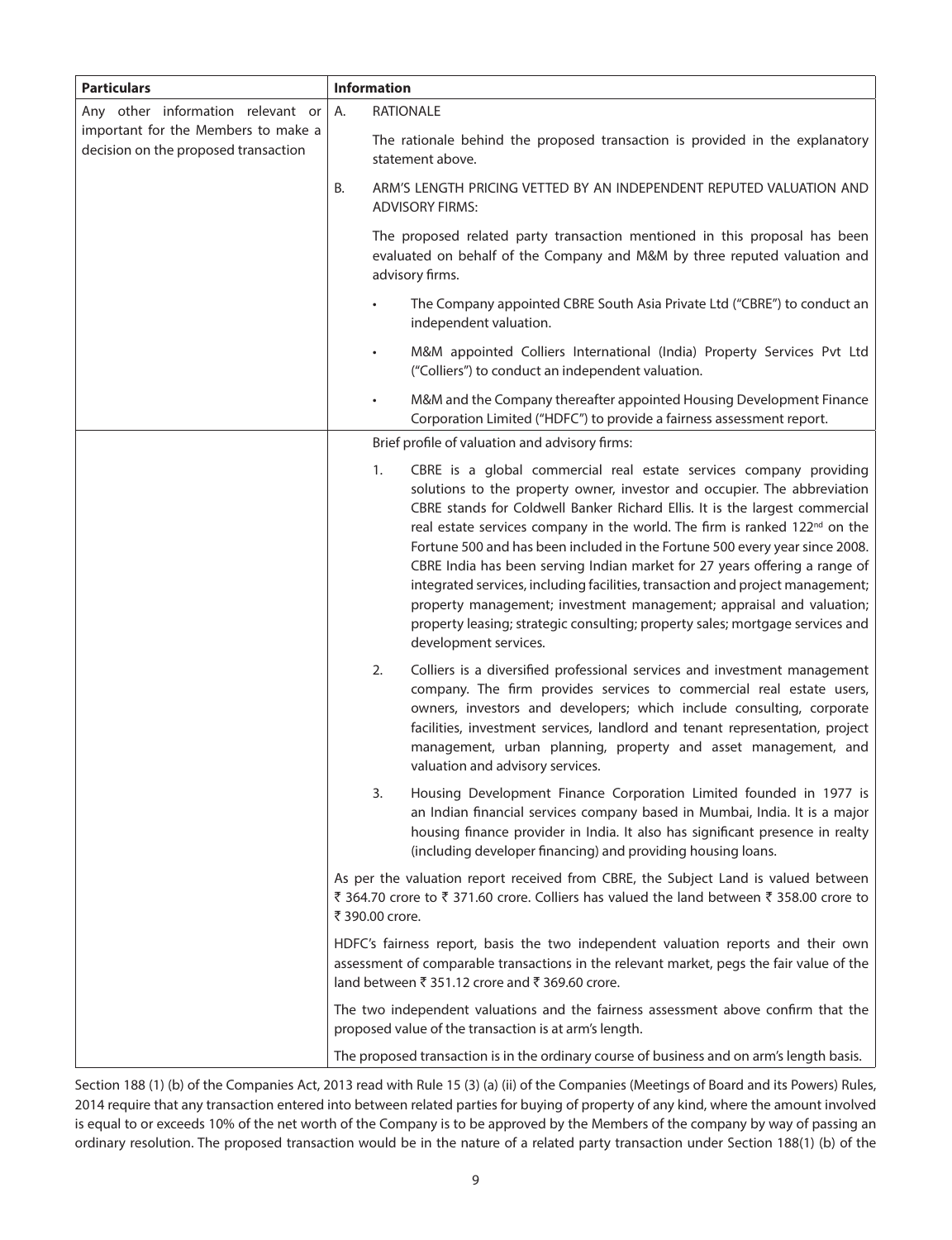| Particulars | Information |
| --- | --- |
| Any other information relevant or important for the Members to make a decision on the proposed transaction | A. RATIONALE<br><br>The rationale behind the proposed transaction is provided in the explanatory statement above.<br><br>B. ARM'S LENGTH PRICING VETTED BY AN INDEPENDENT REPUTED VALUATION AND ADVISORY FIRMS:<br><br>The proposed related party transaction mentioned in this proposal has been evaluated on behalf of the Company and M&M by three reputed valuation and advisory firms.<br><br>• The Company appointed CBRE South Asia Private Ltd ("CBRE") to conduct an independent valuation.<br><br>• M&M appointed Colliers International (India) Property Services Pvt Ltd ("Colliers") to conduct an independent valuation.<br><br>• M&M and the Company thereafter appointed Housing Development Finance Corporation Limited ("HDFC") to provide a fairness assessment report. |
| | Brief profile of valuation and advisory firms:<br><br>1. CBRE is a global commercial real estate services company providing solutions to the property owner, investor and occupier. The abbreviation CBRE stands for Coldwell Banker Richard Ellis. It is the largest commercial real estate services company in the world. The firm is ranked 122nd on the Fortune 500 and has been included in the Fortune 500 every year since 2008. CBRE India has been serving Indian market for 27 years offering a range of integrated services, including facilities, transaction and project management; property management; investment management; appraisal and valuation; property leasing; strategic consulting; property sales; mortgage services and development services.<br><br>2. Colliers is a diversified professional services and investment management company. The firm provides services to commercial real estate users, owners, investors and developers; which include consulting, corporate facilities, investment services, landlord and tenant representation, project management, urban planning, property and asset management, and valuation and advisory services.<br><br>3. Housing Development Finance Corporation Limited founded in 1977 is an Indian financial services company based in Mumbai, India. It is a major housing finance provider in India. It also has significant presence in realty (including developer financing) and providing housing loans.<br><br>As per the valuation report received from CBRE, the Subject Land is valued between ₹ 364.70 crore to ₹ 371.60 crore. Colliers has valued the land between ₹ 358.00 crore to ₹ 390.00 crore.<br><br>HDFC's fairness report, basis the two independent valuation reports and their own assessment of comparable transactions in the relevant market, pegs the fair value of the land between ₹ 351.12 crore and ₹ 369.60 crore.<br><br>The two independent valuations and the fairness assessment above confirm that the proposed value of the transaction is at arm's length.<br><br>The proposed transaction is in the ordinary course of business and on arm's length basis. |

Section 188 (1) (b) of the Companies Act, 2013 read with Rule 15 (3) (a) (ii) of the Companies (Meetings of Board and its Powers) Rules, 2014 require that any transaction entered into between related parties for buying of property of any kind, where the amount involved is equal to or exceeds 10% of the net worth of the Company is to be approved by the Members of the company by way of passing an ordinary resolution. The proposed transaction would be in the nature of a related party transaction under Section 188(1) (b) of the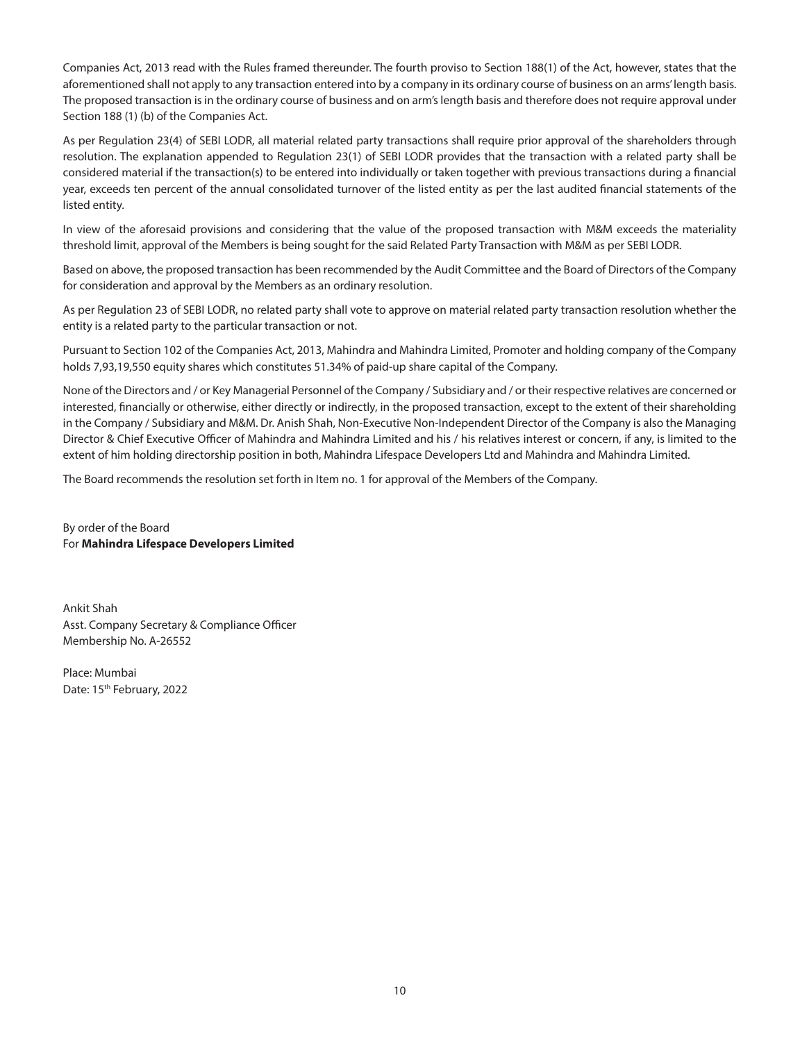Companies Act, 2013 read with the Rules framed thereunder. The fourth proviso to Section 188(1) of the Act, however, states that the aforementioned shall not apply to any transaction entered into by a company in its ordinary course of business on an arms' length basis. The proposed transaction is in the ordinary course of business and on arm's length basis and therefore does not require approval under Section 188 (1) (b) of the Companies Act.

As per Regulation 23(4) of SEBI LODR, all material related party transactions shall require prior approval of the shareholders through resolution. The explanation appended to Regulation 23(1) of SEBI LODR provides that the transaction with a related party shall be considered material if the transaction(s) to be entered into individually or taken together with previous transactions during a financial year, exceeds ten percent of the annual consolidated turnover of the listed entity as per the last audited financial statements of the listed entity.

In view of the aforesaid provisions and considering that the value of the proposed transaction with M&M exceeds the materiality threshold limit, approval of the Members is being sought for the said Related Party Transaction with M&M as per SEBI LODR.

Based on above, the proposed transaction has been recommended by the Audit Committee and the Board of Directors of the Company for consideration and approval by the Members as an ordinary resolution.

As per Regulation 23 of SEBI LODR, no related party shall vote to approve on material related party transaction resolution whether the entity is a related party to the particular transaction or not.

Pursuant to Section 102 of the Companies Act, 2013, Mahindra and Mahindra Limited, Promoter and holding company of the Company holds 7,93,19,550 equity shares which constitutes 51.34% of paid-up share capital of the Company.

None of the Directors and / or Key Managerial Personnel of the Company / Subsidiary and / or their respective relatives are concerned or interested, financially or otherwise, either directly or indirectly, in the proposed transaction, except to the extent of their shareholding in the Company / Subsidiary and M&M. Dr. Anish Shah, Non-Executive Non-Independent Director of the Company is also the Managing Director & Chief Executive Officer of Mahindra and Mahindra Limited and his / his relatives interest or concern, if any, is limited to the extent of him holding directorship position in both, Mahindra Lifespace Developers Ltd and Mahindra and Mahindra Limited.

The Board recommends the resolution set forth in Item no. 1 for approval of the Members of the Company.

By order of the Board
For **Mahindra Lifespace Developers Limited**

Ankit Shah
Asst. Company Secretary & Compliance Officer
Membership No. A-26552

Place: Mumbai
Date: 15th February, 2022